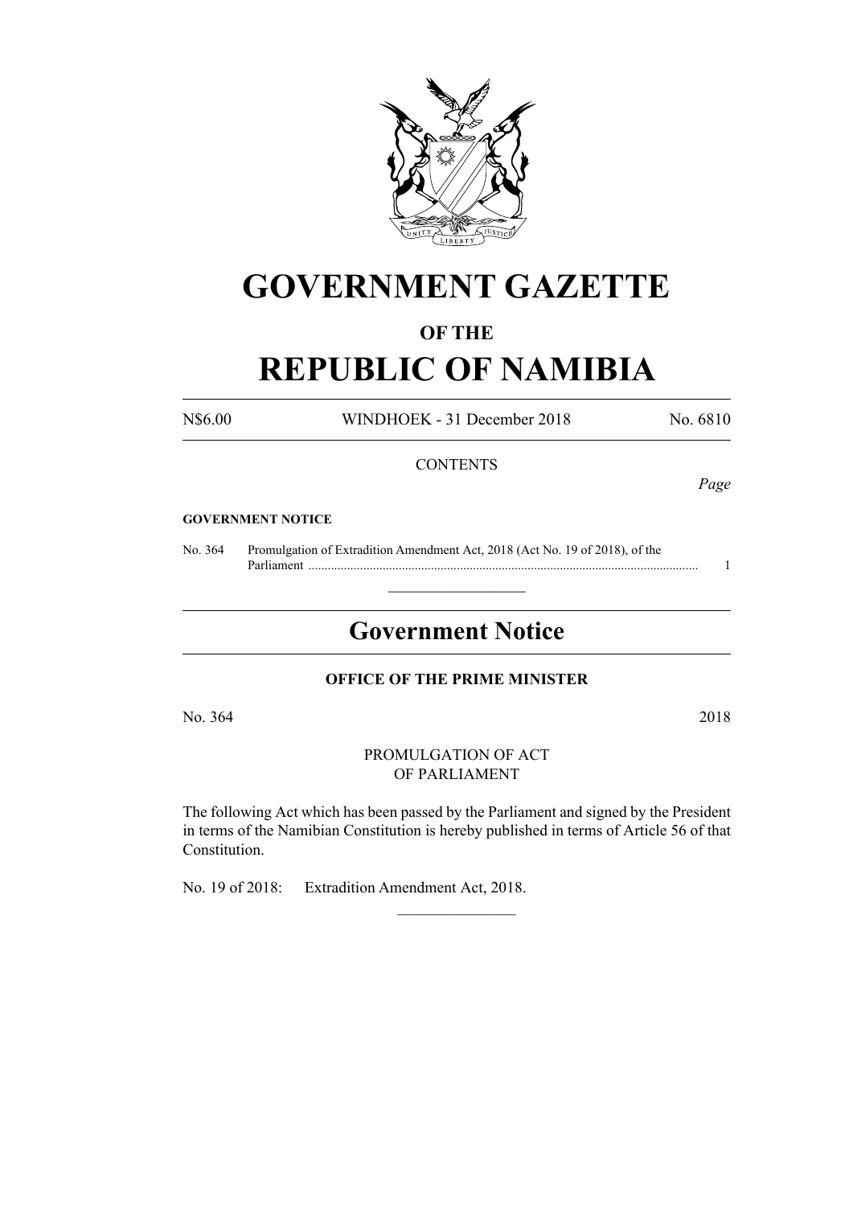# GOVERNMENT GAZETTE

## OF THE

# REPUBLIC OF NAMIBIA

| N$6.00 | WINDHOEK - 31 December 2018 | No. 6810 |
|---|---|---|

CONTENTS

*Page*

**GOVERNMENT NOTICE**

No. 364 Promulgation of Extradition Amendment Act, 2018 (Act No. 19 of 2018), of the Parliament ........................................................................................................................ 1

---

## Government Notice

**OFFICE OF THE PRIME MINISTER**

No. 364 2018

PROMULGATION OF ACT
OF PARLIAMENT

The following Act which has been passed by the Parliament and signed by the President in terms of the Namibian Constitution is hereby published in terms of Article 56 of that Constitution.

No. 19 of 2018: Extradition Amendment Act, 2018.

---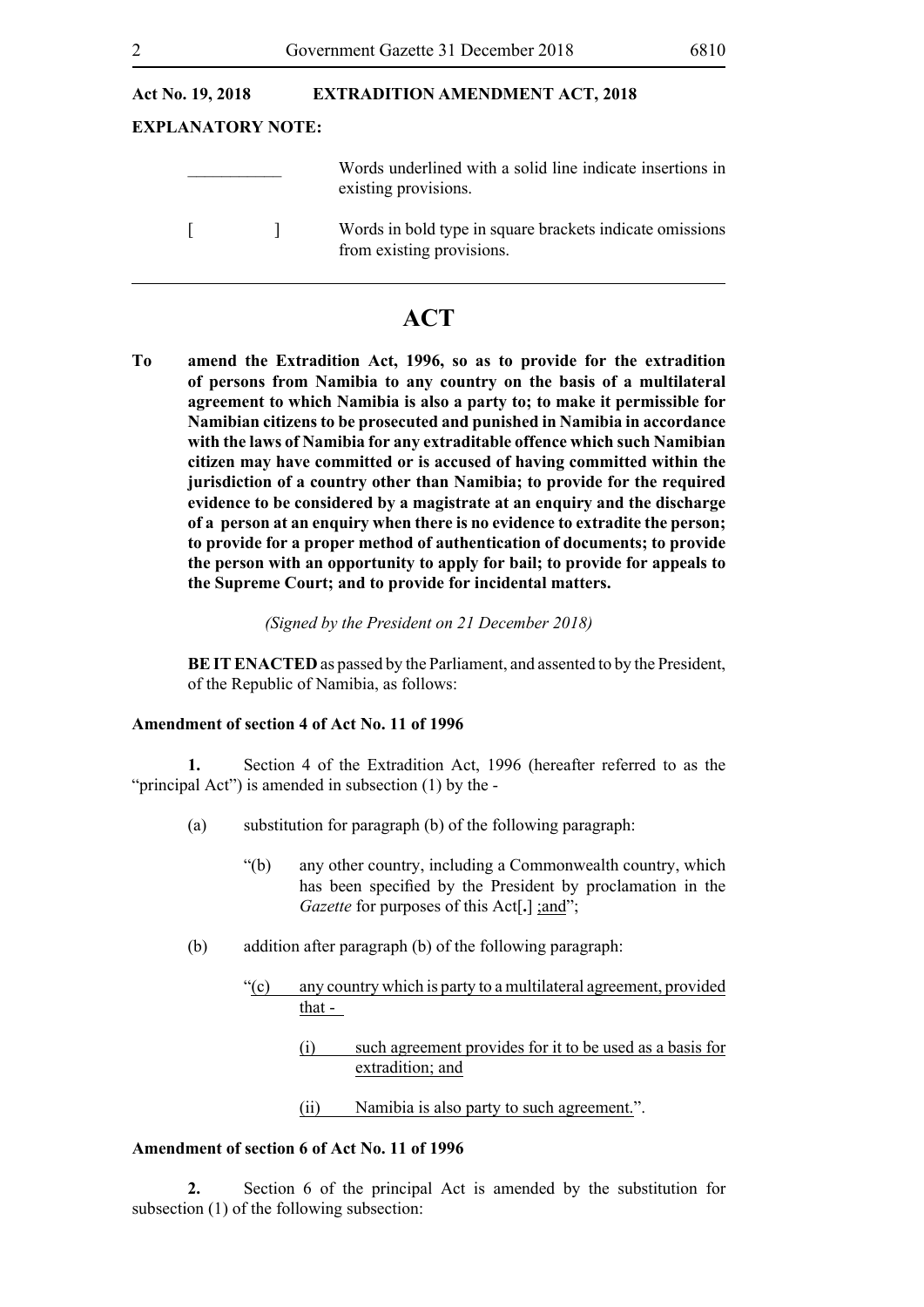**Act No. 19, 2018 EXTRADITION AMENDMENT ACT, 2018**

**EXPLANATORY NOTE:**

| | |
|---|---|
| ___________ | Words underlined with a solid line indicate insertions in existing provisions. |
| [ ] | Words in bold type in square brackets indicate omissions from existing provisions. |

---

# ACT

**To amend the Extradition Act, 1996, so as to provide for the extradition of persons from Namibia to any country on the basis of a multilateral agreement to which Namibia is also a party to; to make it permissible for Namibian citizens to be prosecuted and punished in Namibia in accordance with the laws of Namibia for any extraditable offence which such Namibian citizen may have committed or is accused of having committed within the jurisdiction of a country other than Namibia; to provide for the required evidence to be considered by a magistrate at an enquiry and the discharge of a person at an enquiry when there is no evidence to extradite the person; to provide for a proper method of authentication of documents; to provide the person with an opportunity to apply for bail; to provide for appeals to the Supreme Court; and to provide for incidental matters.**

*(Signed by the President on 21 December 2018)*

**BE IT ENACTED** as passed by the Parliament, and assented to by the President, of the Republic of Namibia, as follows:

**Amendment of section 4 of Act No. 11 of 1996**

**1.** Section 4 of the Extradition Act, 1996 (hereafter referred to as the "principal Act") is amended in subsection (1) by the -

(a) substitution for paragraph (b) of the following paragraph:

"(b) any other country, including a Commonwealth country, which has been specified by the President by proclamation in the *Gazette* for purposes of this Act[**.**] <u>;and</u>";

(b) addition after paragraph (b) of the following paragraph:

"<u>(c) any country which is party to a multilateral agreement, provided that -</u>

<u>(i) such agreement provides for it to be used as a basis for extradition; and</u>

<u>(ii) Namibia is also party to such agreement.</u>".

**Amendment of section 6 of Act No. 11 of 1996**

**2.** Section 6 of the principal Act is amended by the substitution for subsection (1) of the following subsection: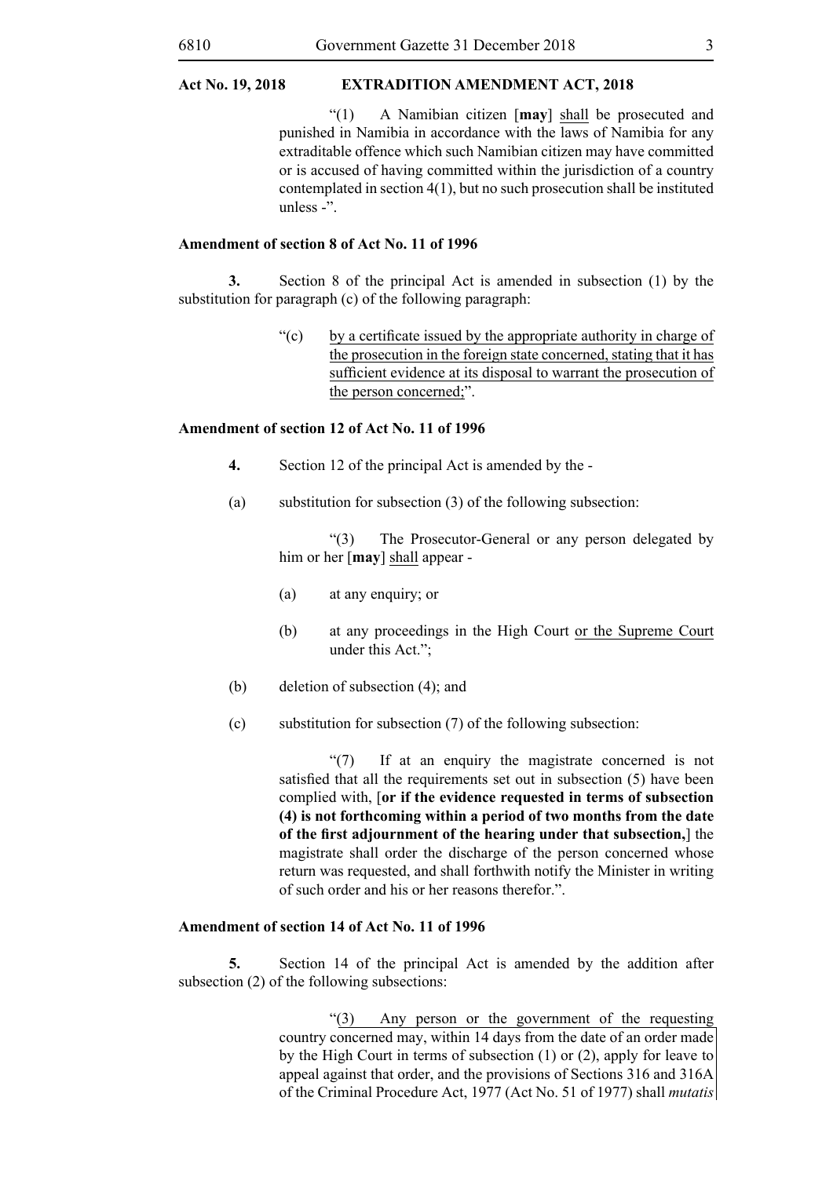**Act No. 19, 2018 EXTRADITION AMENDMENT ACT, 2018**

"(1) A Namibian citizen [**may**] shall be prosecuted and punished in Namibia in accordance with the laws of Namibia for any extraditable offence which such Namibian citizen may have committed or is accused of having committed within the jurisdiction of a country contemplated in section 4(1), but no such prosecution shall be instituted unless -".

**Amendment of section 8 of Act No. 11 of 1996**

**3.** Section 8 of the principal Act is amended in subsection (1) by the substitution for paragraph (c) of the following paragraph:

"(c) by a certificate issued by the appropriate authority in charge of the prosecution in the foreign state concerned, stating that it has sufficient evidence at its disposal to warrant the prosecution of the person concerned;".

**Amendment of section 12 of Act No. 11 of 1996**

**4.** Section 12 of the principal Act is amended by the -

(a) substitution for subsection (3) of the following subsection:

"(3) The Prosecutor-General or any person delegated by him or her [**may**] shall appear -

(a) at any enquiry; or

(b) at any proceedings in the High Court or the Supreme Court under this Act.";

(b) deletion of subsection (4); and

(c) substitution for subsection (7) of the following subsection:

"(7) If at an enquiry the magistrate concerned is not satisfied that all the requirements set out in subsection (5) have been complied with, [**or if the evidence requested in terms of subsection (4) is not forthcoming within a period of two months from the date of the first adjournment of the hearing under that subsection,**] the magistrate shall order the discharge of the person concerned whose return was requested, and shall forthwith notify the Minister in writing of such order and his or her reasons therefor.".

**Amendment of section 14 of Act No. 11 of 1996**

**5.** Section 14 of the principal Act is amended by the addition after subsection (2) of the following subsections:

"(3) Any person or the government of the requesting country concerned may, within 14 days from the date of an order made by the High Court in terms of subsection (1) or (2), apply for leave to appeal against that order, and the provisions of Sections 316 and 316A of the Criminal Procedure Act, 1977 (Act No. 51 of 1977) shall *mutatis*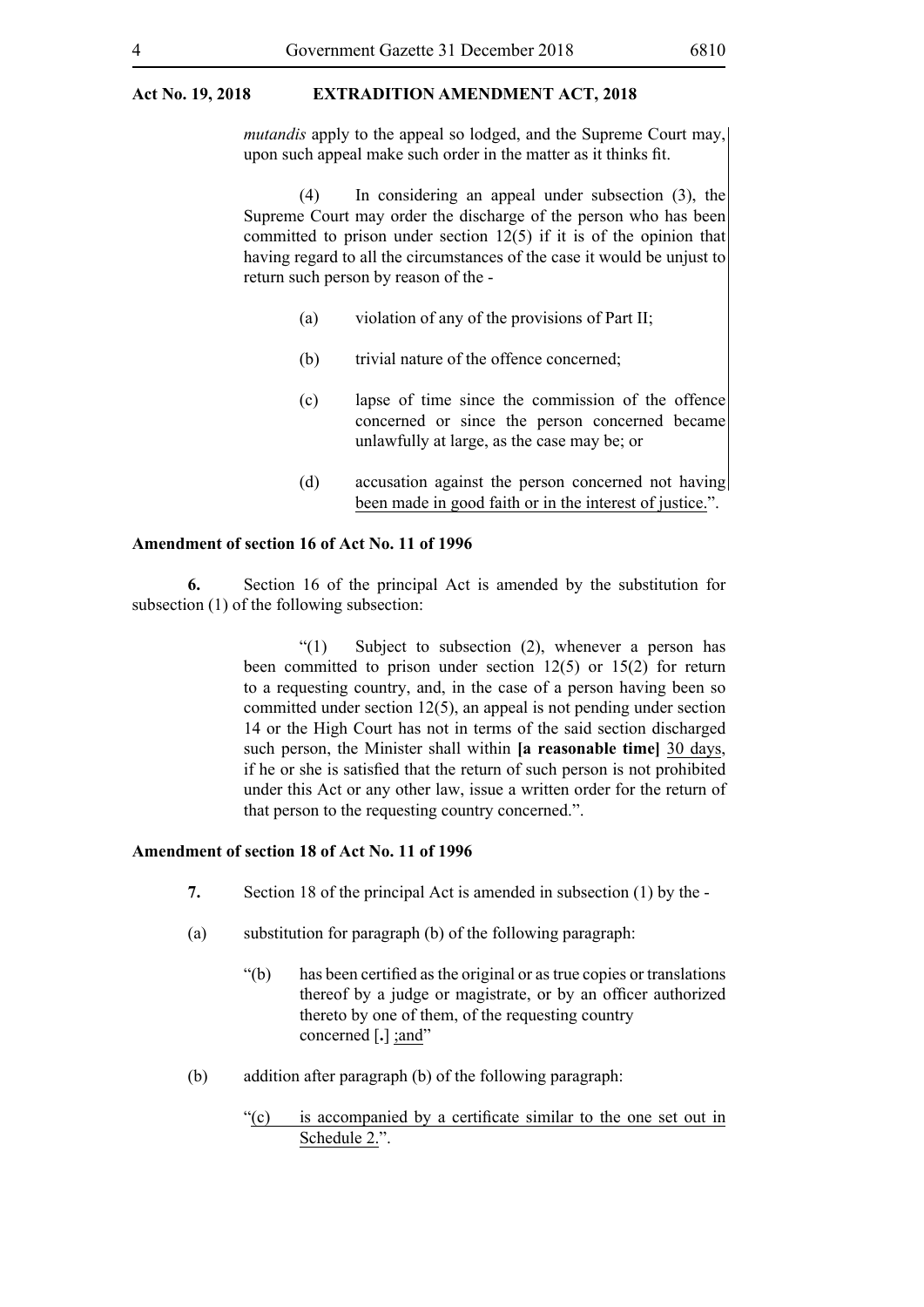*mutandis* apply to the appeal so lodged, and the Supreme Court may, upon such appeal make such order in the matter as it thinks fit.

(4) In considering an appeal under subsection (3), the Supreme Court may order the discharge of the person who has been committed to prison under section 12(5) if it is of the opinion that having regard to all the circumstances of the case it would be unjust to return such person by reason of the -

(a) violation of any of the provisions of Part II;

(b) trivial nature of the offence concerned;

(c) lapse of time since the commission of the offence concerned or since the person concerned became unlawfully at large, as the case may be; or

(d) accusation against the person concerned not having <u>been made in good faith or in the interest of justice.</u>".

**Amendment of section 16 of Act No. 11 of 1996**

**6.** Section 16 of the principal Act is amended by the substitution for subsection (1) of the following subsection:

"(1) Subject to subsection (2), whenever a person has been committed to prison under section 12(5) or 15(2) for return to a requesting country, and, in the case of a person having been so committed under section 12(5), an appeal is not pending under section 14 or the High Court has not in terms of the said section discharged such person, the Minister shall within **[a reasonable time]** <u>30 days</u>, if he or she is satisfied that the return of such person is not prohibited under this Act or any other law, issue a written order for the return of that person to the requesting country concerned.".

**Amendment of section 18 of Act No. 11 of 1996**

**7.** Section 18 of the principal Act is amended in subsection (1) by the -

(a) substitution for paragraph (b) of the following paragraph:

"(b) has been certified as the original or as true copies or translations thereof by a judge or magistrate, or by an officer authorized thereto by one of them, of the requesting country concerned [**.**] <u>;and</u>"

(b) addition after paragraph (b) of the following paragraph:

"<u>(c) is accompanied by a certificate similar to the one set out in Schedule 2.</u>".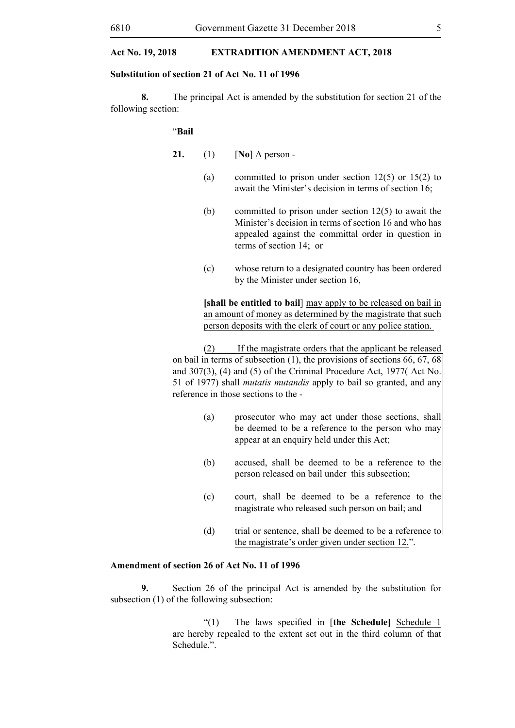**Act No. 19, 2018 EXTRADITION AMENDMENT ACT, 2018**

**Substitution of section 21 of Act No. 11 of 1996**

**8.** The principal Act is amended by the substitution for section 21 of the following section:

"**Bail**

**21.** (1) [**No**] <u>A</u> person -

(a) committed to prison under section 12(5) or 15(2) to await the Minister's decision in terms of section 16;

(b) committed to prison under section 12(5) to await the Minister's decision in terms of section 16 and who has appealed against the committal order in question in terms of section 14; or

(c) whose return to a designated country has been ordered by the Minister under section 16,

**[shall be entitled to bail**] <u>may apply to be released on bail in an amount of money as determined by the magistrate that such person deposits with the clerk of court or any police station.</u>

<u>(2) If the magistrate orders that the applicant be released on bail in terms of subsection (1), the provisions of sections 66, 67, 68 and 307(3), (4) and (5) of the Criminal Procedure Act, 1977( Act No. 51 of 1977) shall *mutatis mutandis* apply to bail so granted, and any reference in those sections to the -</u>

<u>(a) prosecutor who may act under those sections, shall be deemed to be a reference to the person who may appear at an enquiry held under this Act;</u>

<u>(b) accused, shall be deemed to be a reference to the person released on bail under this subsection;</u>

<u>(c) court, shall be deemed to be a reference to the magistrate who released such person on bail; and</u>

<u>(d) trial or sentence, shall be deemed to be a reference to the magistrate's order given under section 12.</u>".

**Amendment of section 26 of Act No. 11 of 1996**

**9.** Section 26 of the principal Act is amended by the substitution for subsection (1) of the following subsection:

"(1) The laws specified in [**the Schedule]** <u>Schedule 1</u> are hereby repealed to the extent set out in the third column of that Schedule.".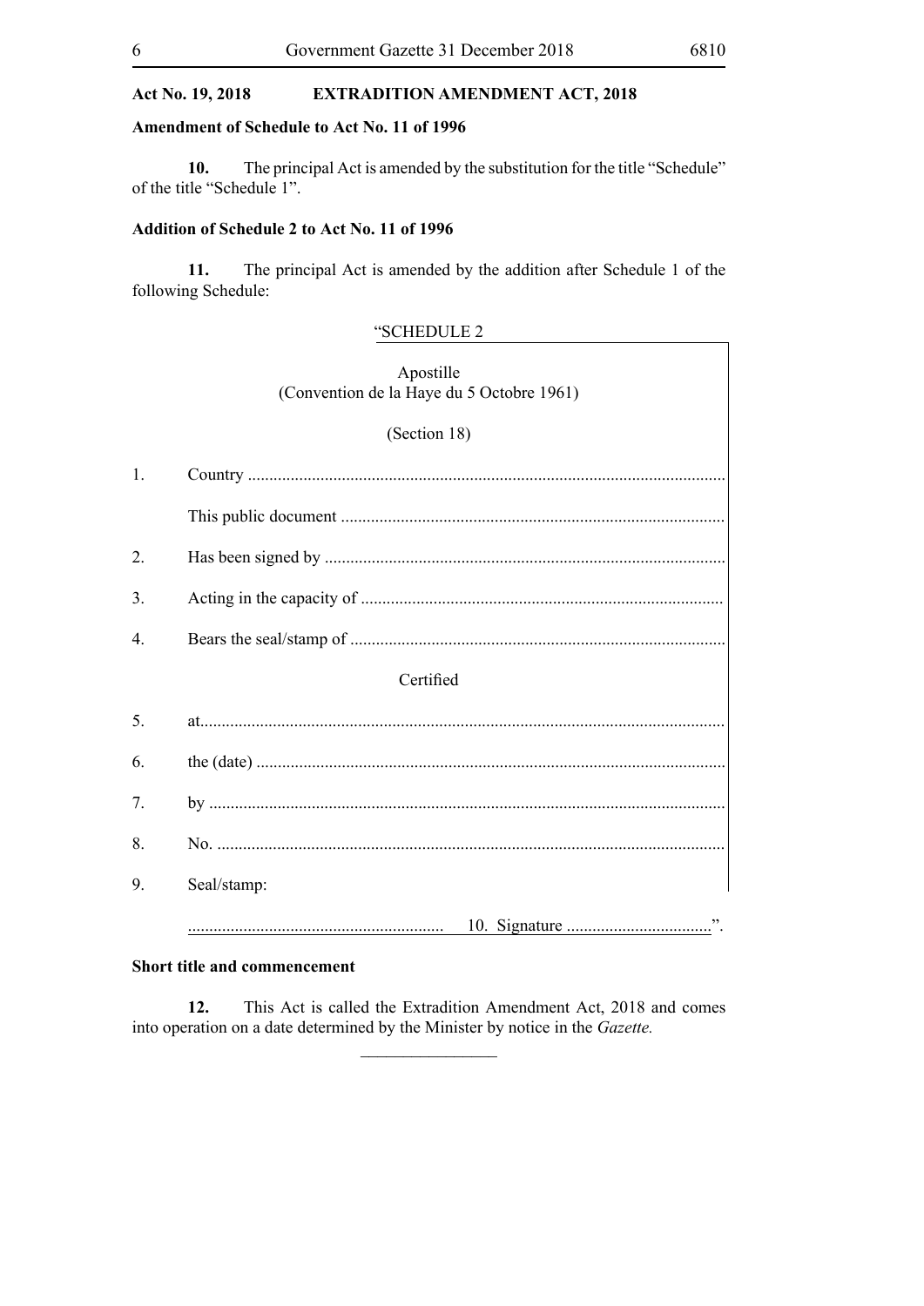**Act No. 19, 2018 EXTRADITION AMENDMENT ACT, 2018**

**Amendment of Schedule to Act No. 11 of 1996**

**10.** The principal Act is amended by the substitution for the title "Schedule" of the title "Schedule 1".

**Addition of Schedule 2 to Act No. 11 of 1996**

**11.** The principal Act is amended by the addition after Schedule 1 of the following Schedule:

"SCHEDULE 2

Apostille
(Convention de la Haye du 5 Octobre 1961)

(Section 18)

1. Country ..............................................................................................................

   This public document .........................................................................................

2. Has been signed by ............................................................................................

3. Acting in the capacity of ...................................................................................

4. Bears the seal/stamp of ......................................................................................

Certified

5. at........................................................................................................................

6. the (date) ............................................................................................................

7. by .......................................................................................................................

8. No. .....................................................................................................................

9. Seal/stamp:

........................................................... 10. Signature ..................................".

**Short title and commencement**

**12.** This Act is called the Extradition Amendment Act, 2018 and comes into operation on a date determined by the Minister by notice in the *Gazette.*